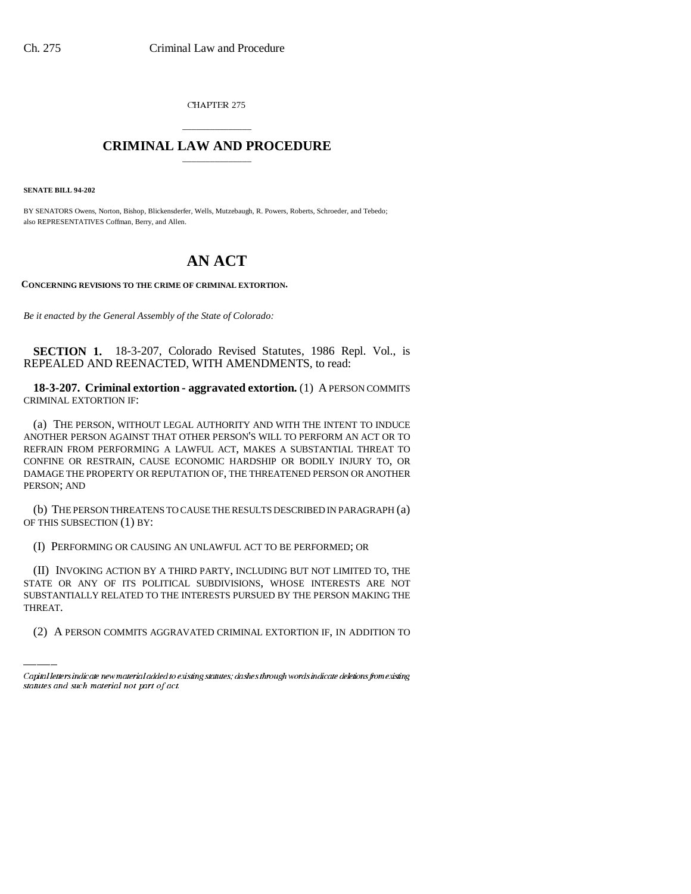CHAPTER 275

## CRIMINAL LAW AND PROCEDURE

**SENATE BILL 94-202**

BY SENATORS Owens, Norton, Bishop, Blickensderfer, Wells, Mutzebaugh, R. Powers, Roberts, Schroeder, and Tebedo; also REPRESENTATIVES Coffman, Berry, and Allen.

# AN ACT

**CONCERNING REVISIONS TO THE CRIME OF CRIMINAL EXTORTION.**

*Be it enacted by the General Assembly of the State of Colorado:*

**SECTION 1.** 18-3-207, Colorado Revised Statutes, 1986 Repl. Vol., is REPEALED AND REENACTED, WITH AMENDMENTS, to read:

**18-3-207. Criminal extortion - aggravated extortion.** (1) A PERSON COMMITS CRIMINAL EXTORTION IF:

(a) THE PERSON, WITHOUT LEGAL AUTHORITY AND WITH THE INTENT TO INDUCE ANOTHER PERSON AGAINST THAT OTHER PERSON'S WILL TO PERFORM AN ACT OR TO REFRAIN FROM PERFORMING A LAWFUL ACT, MAKES A SUBSTANTIAL THREAT TO CONFINE OR RESTRAIN, CAUSE ECONOMIC HARDSHIP OR BODILY INJURY TO, OR DAMAGE THE PROPERTY OR REPUTATION OF, THE THREATENED PERSON OR ANOTHER PERSON; AND

(b) THE PERSON THREATENS TO CAUSE THE RESULTS DESCRIBED IN PARAGRAPH (a) OF THIS SUBSECTION (1) BY:

(I) PERFORMING OR CAUSING AN UNLAWFUL ACT TO BE PERFORMED; OR

(II) INVOKING ACTION BY A THIRD PARTY, INCLUDING BUT NOT LIMITED TO, THE STATE OR ANY OF ITS POLITICAL SUBDIVISIONS, WHOSE INTERESTS ARE NOT SUBSTANTIALLY RELATED TO THE INTERESTS PURSUED BY THE PERSON MAKING THE THREAT.

(2) A PERSON COMMITS AGGRAVATED CRIMINAL EXTORTION IF, IN ADDITION TO

*Capital letters indicate new material added to existing statutes; dashes through words indicate deletions from existing statutes and such material not part of act.*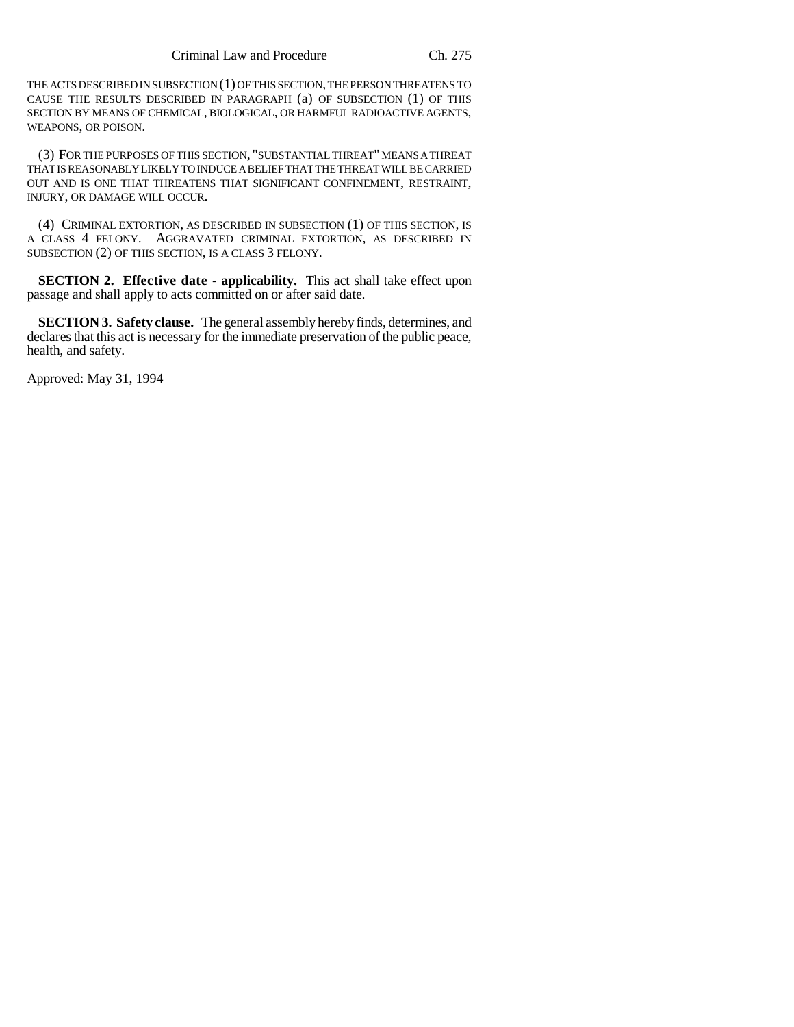THE ACTS DESCRIBED IN SUBSECTION (1) OF THIS SECTION, THE PERSON THREATENS TO CAUSE THE RESULTS DESCRIBED IN PARAGRAPH (a) OF SUBSECTION (1) OF THIS SECTION BY MEANS OF CHEMICAL, BIOLOGICAL, OR HARMFUL RADIOACTIVE AGENTS, WEAPONS, OR POISON.

(3) FOR THE PURPOSES OF THIS SECTION, "SUBSTANTIAL THREAT" MEANS A THREAT THAT IS REASONABLY LIKELY TO INDUCE A BELIEF THAT THE THREAT WILL BE CARRIED OUT AND IS ONE THAT THREATENS THAT SIGNIFICANT CONFINEMENT, RESTRAINT, INJURY, OR DAMAGE WILL OCCUR.

(4) CRIMINAL EXTORTION, AS DESCRIBED IN SUBSECTION (1) OF THIS SECTION, IS A CLASS 4 FELONY. AGGRAVATED CRIMINAL EXTORTION, AS DESCRIBED IN SUBSECTION (2) OF THIS SECTION, IS A CLASS 3 FELONY.

**SECTION 2. Effective date - applicability.** This act shall take effect upon passage and shall apply to acts committed on or after said date.

**SECTION 3. Safety clause.** The general assembly hereby finds, determines, and declares that this act is necessary for the immediate preservation of the public peace, health, and safety.

Approved: May 31, 1994